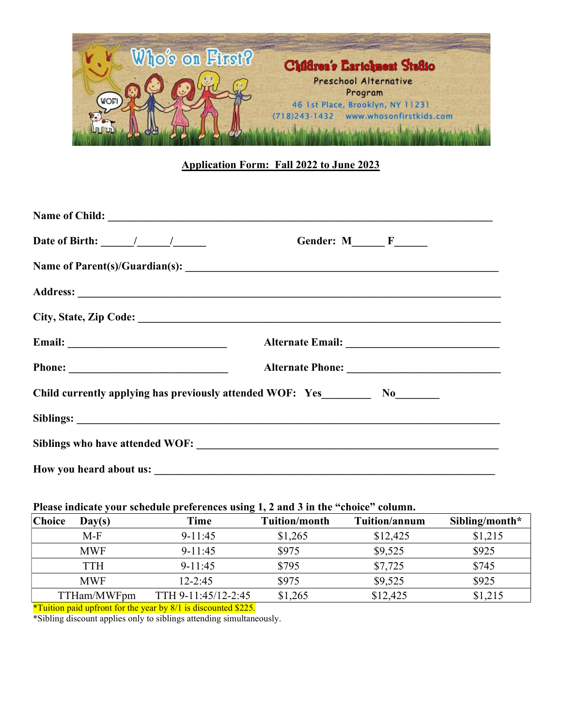Who's on First?

Children's Enrichment Studio

Preschool Alternative Program

46 1st Place, Brooklyn, NY 11231

(718)243-1432 www.whosonfirstkids.com

## Application Form: Fall 2022 to June 2023

**Name of Child:** ______________________________________________________________

**Date of Birth:** ______/______/______ **Gender: M**______ **F**______

**Name of Parent(s)/Guardian(s):** ________________________________________________

**Address:** ______________________________________________________________

**City, State, Zip Code:** ____________________________________________________

**Email:** ___________________________ **Alternate Email:** ___________________________

**Phone:** ___________________________ **Alternate Phone:** ___________________________

**Child currently applying has previously attended WOF: Yes**________ **No**________

**Siblings:** ______________________________________________________________

**Siblings who have attended WOF:** ______________________________________________

**How you heard about us:** ____________________________________________________

**Please indicate your schedule preferences using 1, 2 and 3 in the "choice" column.**

| Choice | Day(s) | Time | Tuition/month | Tuition/annum | Sibling/month* |
|---|---|---|---|---|---|
| | M-F | 9-11:45 | $1,265 | $12,425 | $1,215 |
| | MWF | 9-11:45 | $975 | $9,525 | $925 |
| | TTH | 9-11:45 | $795 | $7,725 | $745 |
| | MWF | 12-2:45 | $975 | $9,525 | $925 |
| | TTHam/MWFpm | TTH 9-11:45/12-2:45 | $1,265 | $12,425 | $1,215 |

*Tuition paid upfront for the year by 8/1 is discounted $225.

*Sibling discount applies only to siblings attending simultaneously.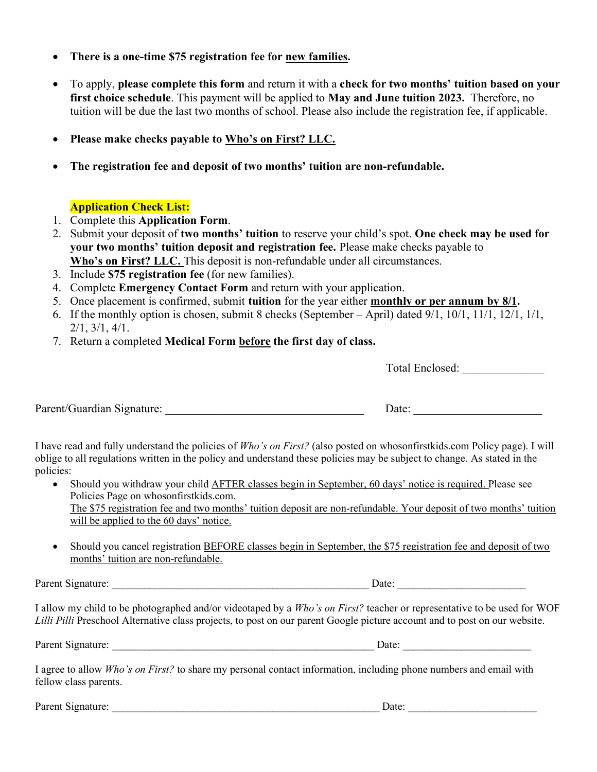- **There is a one-time $75 registration fee for <u>new families</u>.**

- To apply, **please complete this form** and return it with a **check for two months' tuition based on your first choice schedule**. This payment will be applied to **May and June tuition 2023.** Therefore, no tuition will be due the last two months of school. Please also include the registration fee, if applicable.

- **Please make checks payable to <u>Who's on First? LLC.</u>**

- **The registration fee and deposit of two months' tuition are non-refundable.**

**Application Check List:**

1. Complete this **Application Form**.
2. Submit your deposit of **two months' tuition** to reserve your child's spot. **One check may be used for your two months' tuition deposit and registration fee.** Please make checks payable to **<u>Who's on First? LLC.</u>** This deposit is non-refundable under all circumstances.
3. Include **$75 registration fee** (for new families).
4. Complete **Emergency Contact Form** and return with your application.
5. Once placement is confirmed, submit **tuition** for the year either **<u>monthly or per annum by 8/1</u>.**
6. If the monthly option is chosen, submit 8 checks (September – April) dated 9/1, 10/1, 11/1, 12/1, 1/1, 2/1, 3/1, 4/1.
7. Return a completed **Medical Form <u>before</u> the first day of class.**

Total Enclosed: ______________

Parent/Guardian Signature: ___________________________________ Date: ______________________

I have read and fully understand the policies of *Who's on First?* (also posted on whosonfirstkids.com Policy page). I will oblige to all regulations written in the policy and understand these policies may be subject to change. As stated in the policies:

- Should you withdraw your child <u>AFTER classes begin in September, 60 days' notice is required.</u> Please see Policies Page on whosonfirstkids.com.
  <u>The $75 registration fee and two months' tuition deposit are non-refundable. Your deposit of two months' tuition will be applied to the 60 days' notice.</u>

- Should you cancel registration <u>BEFORE classes begin in September, the $75 registration fee and deposit of two months' tuition are non-refundable.</u>

Parent Signature: _________________________________________________ Date: _______________________

I allow my child to be photographed and/or videotaped by a *Who's on First?* teacher or representative to be used for WOF *Lilli Pilli* Preschool Alternative class projects, to post on our parent Google picture account and to post on our website.

Parent Signature: __________________________________________________ Date: _______________________

I agree to allow *Who's on First?* to share my personal contact information, including phone numbers and email with fellow class parents.

Parent Signature: ___________________________________________________ Date: _______________________